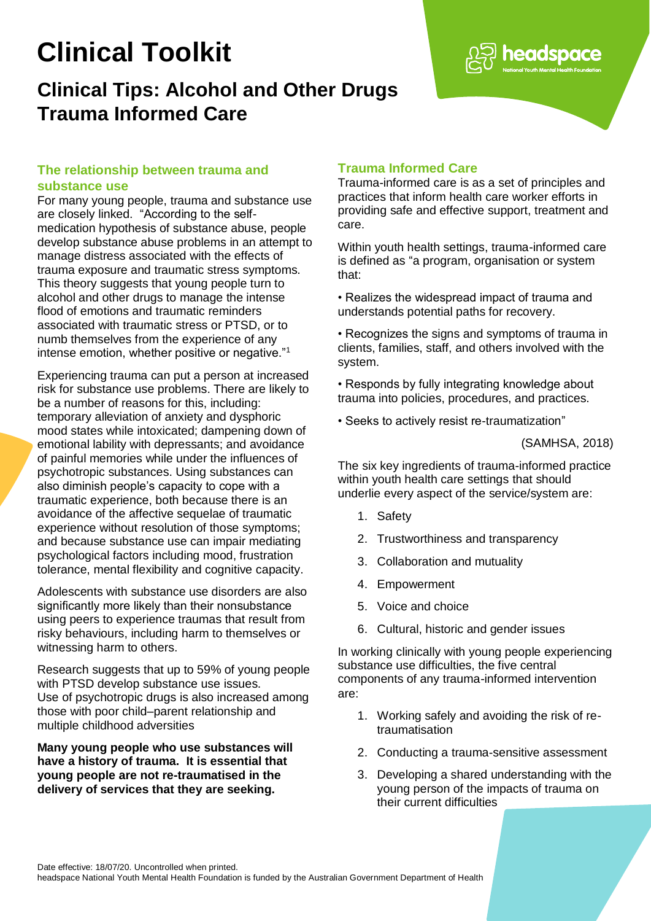# Clinical Toolkit

## Clinical Tips: Alcohol and Other Drugs Trauma Informed Care

### The relationship between trauma and substance use

For many young people, trauma and substance use are closely linked. "According to the self-medication hypothesis of substance abuse, people develop substance abuse problems in an attempt to manage distress associated with the effects of trauma exposure and traumatic stress symptoms. This theory suggests that young people turn to alcohol and other drugs to manage the intense flood of emotions and traumatic reminders associated with traumatic stress or PTSD, or to numb themselves from the experience of any intense emotion, whether positive or negative."[1]

Experiencing trauma can put a person at increased risk for substance use problems. There are likely to be a number of reasons for this, including: temporary alleviation of anxiety and dysphoric mood states while intoxicated; dampening down of emotional lability with depressants; and avoidance of painful memories while under the influences of psychotropic substances. Using substances can also diminish people's capacity to cope with a traumatic experience, both because there is an avoidance of the affective sequelae of traumatic experience without resolution of those symptoms; and because substance use can impair mediating psychological factors including mood, frustration tolerance, mental flexibility and cognitive capacity.

Adolescents with substance use disorders are also significantly more likely than their nonsubstance using peers to experience traumas that result from risky behaviours, including harm to themselves or witnessing harm to others.

Research suggests that up to 59% of young people with PTSD develop substance use issues.
Use of psychotropic drugs is also increased among those with poor child–parent relationship and multiple childhood adversities

**Many young people who use substances will have a history of trauma. It is essential that young people are not re-traumatised in the delivery of services that they are seeking.**

### Trauma Informed Care

Trauma-informed care is as a set of principles and practices that inform health care worker efforts in providing safe and effective support, treatment and care.

Within youth health settings, trauma-informed care is defined as "a program, organisation or system that:

• Realizes the widespread impact of trauma and understands potential paths for recovery.

• Recognizes the signs and symptoms of trauma in clients, families, staff, and others involved with the system.

• Responds by fully integrating knowledge about trauma into policies, procedures, and practices.

• Seeks to actively resist re-traumatization"

(SAMHSA, 2018)

The six key ingredients of trauma-informed practice within youth health care settings that should underlie every aspect of the service/system are:

1. Safety
2. Trustworthiness and transparency
3. Collaboration and mutuality
4. Empowerment
5. Voice and choice
6. Cultural, historic and gender issues

In working clinically with young people experiencing substance use difficulties, the five central components of any trauma-informed intervention are:

1. Working safely and avoiding the risk of re-traumatisation
2. Conducting a trauma-sensitive assessment
3. Developing a shared understanding with the young person of the impacts of trauma on their current difficulties

Date effective: 18/07/20. Uncontrolled when printed.
headspace National Youth Mental Health Foundation is funded by the Australian Government Department of Health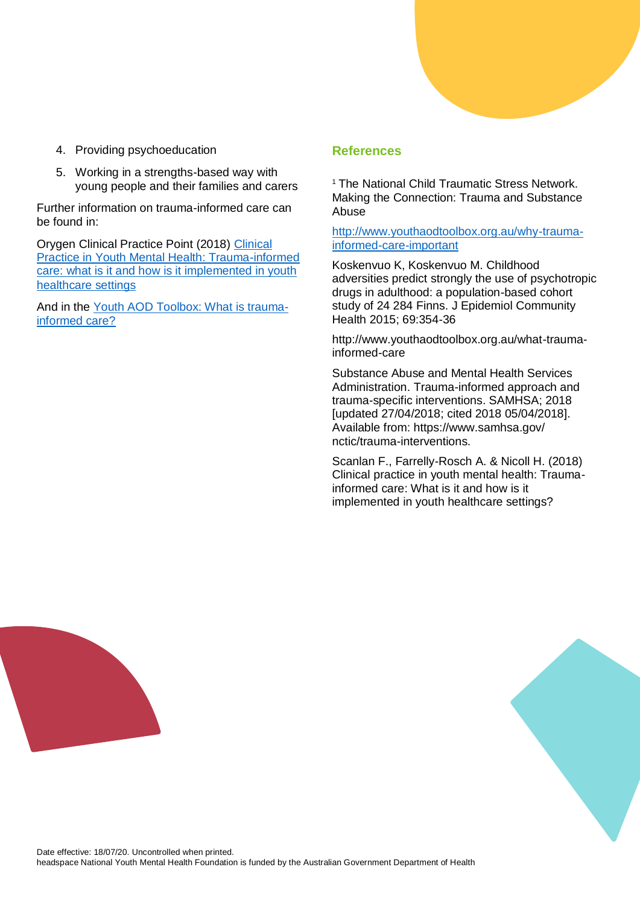4. Providing psychoeducation
5. Working in a strengths-based way with young people and their families and carers

Further information on trauma-informed care can be found in:

Orygen Clinical Practice Point (2018) Clinical Practice in Youth Mental Health: Trauma-informed care: what is it and how is it implemented in youth healthcare settings

And in the Youth AOD Toolbox: What is trauma-informed care?

## References

[1] The National Child Traumatic Stress Network. Making the Connection: Trauma and Substance Abuse

http://www.youthaodtoolbox.org.au/why-trauma-informed-care-important

Koskenvuo K, Koskenvuo M. Childhood adversities predict strongly the use of psychotropic drugs in adulthood: a population-based cohort study of 24 284 Finns. J Epidemiol Community Health 2015; 69:354-36

http://www.youthaodtoolbox.org.au/what-trauma-informed-care

Substance Abuse and Mental Health Services Administration. Trauma-informed approach and trauma-specific interventions. SAMHSA; 2018 [updated 27/04/2018; cited 2018 05/04/2018]. Available from: https://www.samhsa.gov/nctic/trauma-interventions.

Scanlan F., Farrelly-Rosch A. & Nicoll H. (2018) Clinical practice in youth mental health: Trauma-informed care: What is it and how is it implemented in youth healthcare settings?

Date effective: 18/07/20. Uncontrolled when printed.
headspace National Youth Mental Health Foundation is funded by the Australian Government Department of Health